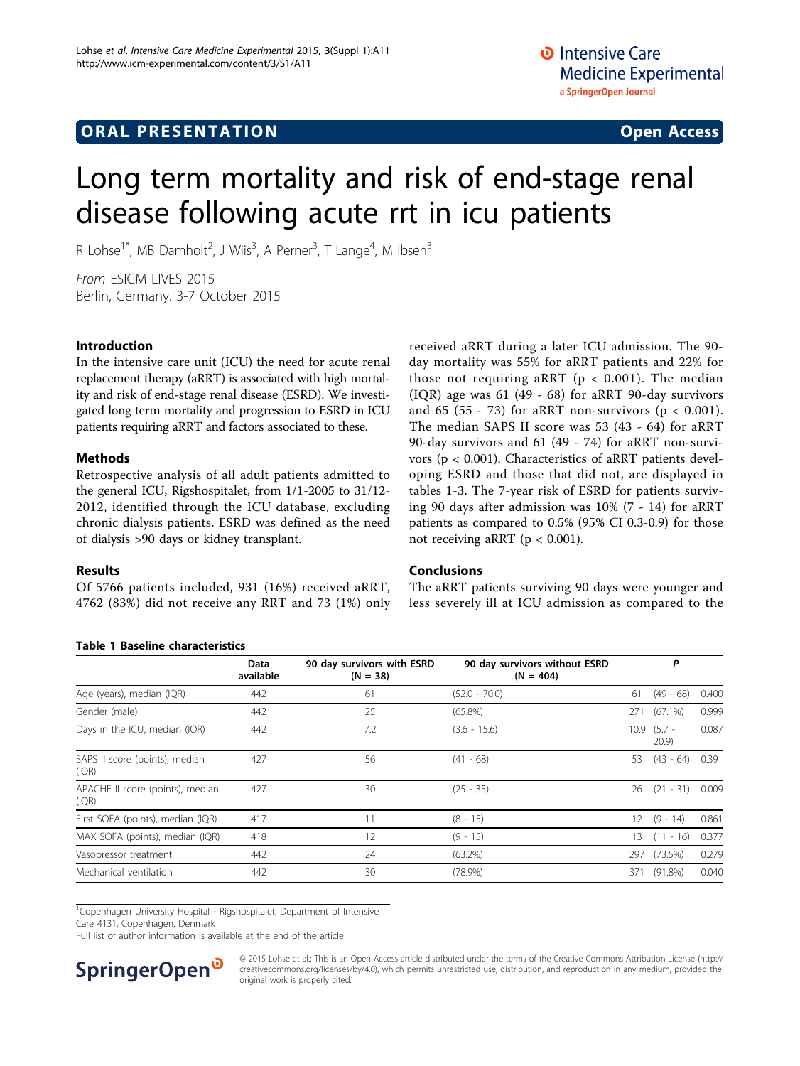ORAL PRESENTATION **Open Access**

# Long term mortality and risk of end-stage renal disease following acute rrt in icu patients

R Lohse[1*], MB Damholt[2], J Wiis[3], A Perner[3], T Lange[4], M Ibsen[3]

*From* ESICM LIVES 2015
Berlin, Germany. 3-7 October 2015

### Introduction

In the intensive care unit (ICU) the need for acute renal replacement therapy (aRRT) is associated with high mortality and risk of end-stage renal disease (ESRD). We investigated long term mortality and progression to ESRD in ICU patients requiring aRRT and factors associated to these.

### Methods

Retrospective analysis of all adult patients admitted to the general ICU, Rigshospitalet, from 1/1-2005 to 31/12-2012, identified through the ICU database, excluding chronic dialysis patients. ESRD was defined as the need of dialysis >90 days or kidney transplant.

### Results

Of 5766 patients included, 931 (16%) received aRRT, 4762 (83%) did not receive any RRT and 73 (1%) only received aRRT during a later ICU admission. The 90-day mortality was 55% for aRRT patients and 22% for those not requiring aRRT ($p < 0.001$). The median (IQR) age was 61 (49 - 68) for aRRT 90-day survivors and 65 (55 - 73) for aRRT non-survivors ($p < 0.001$). The median SAPS II score was 53 (43 - 64) for aRRT 90-day survivors and 61 (49 - 74) for aRRT non-survivors ($p < 0.001$). Characteristics of aRRT patients developing ESRD and those that did not, are displayed in tables 1-3. The 7-year risk of ESRD for patients surviving 90 days after admission was 10% (7 - 14) for aRRT patients as compared to 0.5% (95% CI 0.3-0.9) for those not receiving aRRT ($p < 0.001$).

### Conclusions

The aRRT patients surviving 90 days were younger and less severely ill at ICU admission as compared to the

**Table 1 Baseline characteristics**

| | Data available | 90 day survivors with ESRD (N = 38) | | 90 day survivors without ESRD (N = 404) | | P |
|---|---|---|---|---|---|---|
| Age (years), median (IQR) | 442 | 61 | (52.0 - 70.0) | 61 | (49 - 68) | 0.400 |
| Gender (male) | 442 | 25 | (65.8%) | 271 | (67.1%) | 0.999 |
| Days in the ICU, median (IQR) | 442 | 7.2 | (3.6 - 15.6) | 10.9 | (5.7 - 20.9) | 0.087 |
| SAPS II score (points), median (IQR) | 427 | 56 | (41 - 68) | 53 | (43 - 64) | 0.39 |
| APACHE II score (points), median (IQR) | 427 | 30 | (25 - 35) | 26 | (21 - 31) | 0.009 |
| First SOFA (points), median (IQR) | 417 | 11 | (8 - 15) | 12 | (9 - 14) | 0.861 |
| MAX SOFA (points), median (IQR) | 418 | 12 | (9 - 15) | 13 | (11 - 16) | 0.377 |
| Vasopressor treatment | 442 | 24 | (63.2%) | 297 | (73.5%) | 0.279 |
| Mechanical ventilation | 442 | 30 | (78.9%) | 371 | (91.8%) | 0.040 |

[1]Copenhagen University Hospital - Rigshospitalet, Department of Intensive Care 4131, Copenhagen, Denmark
Full list of author information is available at the end of the article

© 2015 Lohse et al.; This is an Open Access article distributed under the terms of the Creative Commons Attribution License (http://creativecommons.org/licenses/by/4.0), which permits unrestricted use, distribution, and reproduction in any medium, provided the original work is properly cited.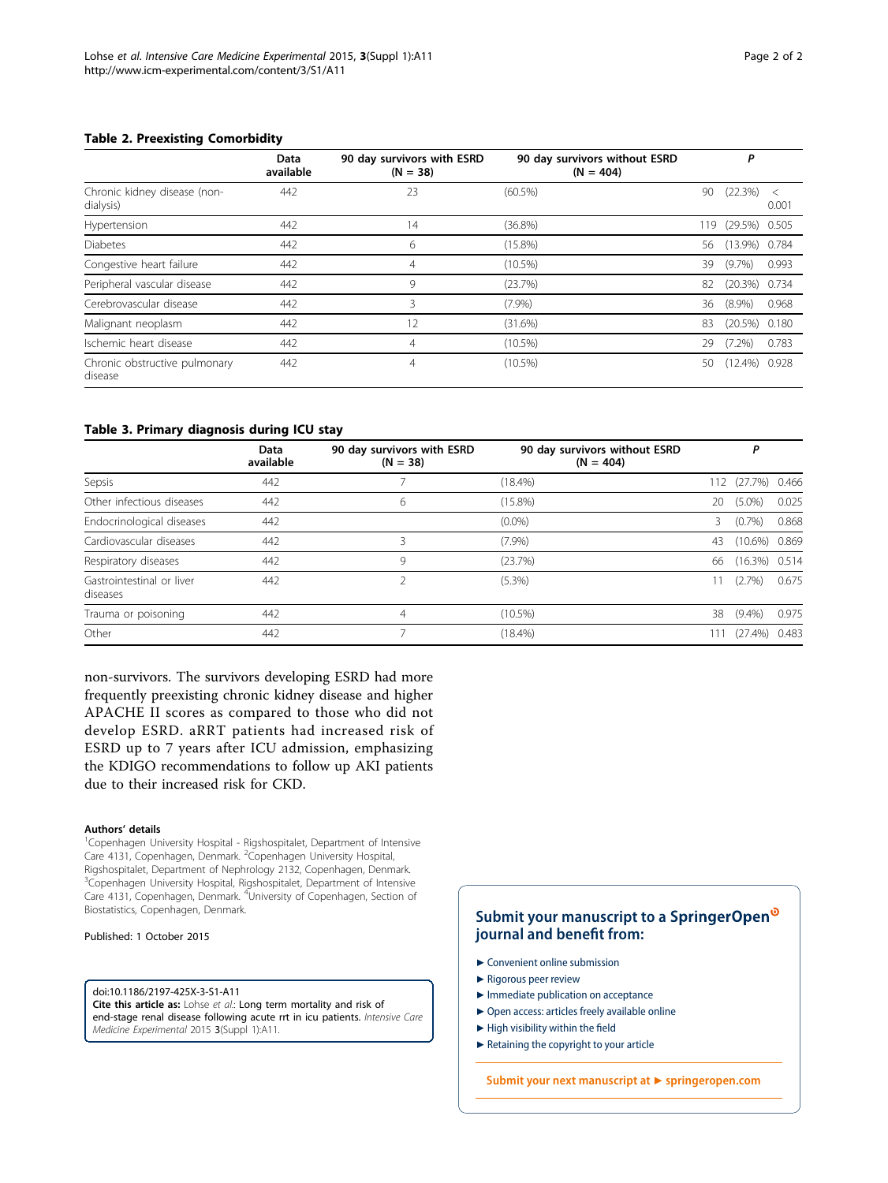**Table 2. Preexisting Comorbidity**

| | Data available | 90 day survivors with ESRD (N = 38) | | 90 day survivors without ESRD (N = 404) | | P |
|---|---|---|---|---|---|---|
| Chronic kidney disease (non-dialysis) | 442 | 23 | (60.5%) | 90 | (22.3%) | < 0.001 |
| Hypertension | 442 | 14 | (36.8%) | 119 | (29.5%) | 0.505 |
| Diabetes | 442 | 6 | (15.8%) | 56 | (13.9%) | 0.784 |
| Congestive heart failure | 442 | 4 | (10.5%) | 39 | (9.7%) | 0.993 |
| Peripheral vascular disease | 442 | 9 | (23.7%) | 82 | (20.3%) | 0.734 |
| Cerebrovascular disease | 442 | 3 | (7.9%) | 36 | (8.9%) | 0.968 |
| Malignant neoplasm | 442 | 12 | (31.6%) | 83 | (20.5%) | 0.180 |
| Ischemic heart disease | 442 | 4 | (10.5%) | 29 | (7.2%) | 0.783 |
| Chronic obstructive pulmonary disease | 442 | 4 | (10.5%) | 50 | (12.4%) | 0.928 |

**Table 3. Primary diagnosis during ICU stay**

| | Data available | 90 day survivors with ESRD (N = 38) | | 90 day survivors without ESRD (N = 404) | | P |
|---|---|---|---|---|---|---|
| Sepsis | 442 | 7 | (18.4%) | 112 | (27.7%) | 0.466 |
| Other infectious diseases | 442 | 6 | (15.8%) | 20 | (5.0%) | 0.025 |
| Endocrinological diseases | 442 | | (0.0%) | 3 | (0.7%) | 0.868 |
| Cardiovascular diseases | 442 | 3 | (7.9%) | 43 | (10.6%) | 0.869 |
| Respiratory diseases | 442 | 9 | (23.7%) | 66 | (16.3%) | 0.514 |
| Gastrointestinal or liver diseases | 442 | 2 | (5.3%) | 11 | (2.7%) | 0.675 |
| Trauma or poisoning | 442 | 4 | (10.5%) | 38 | (9.4%) | 0.975 |
| Other | 442 | 7 | (18.4%) | 111 | (27.4%) | 0.483 |

non-survivors. The survivors developing ESRD had more frequently preexisting chronic kidney disease and higher APACHE II scores as compared to those who did not develop ESRD. aRRT patients had increased risk of ESRD up to 7 years after ICU admission, emphasizing the KDIGO recommendations to follow up AKI patients due to their increased risk for CKD.

#### Authors' details

[1]Copenhagen University Hospital - Rigshospitalet, Department of Intensive Care 4131, Copenhagen, Denmark. [2]Copenhagen University Hospital, Rigshospitalet, Department of Nephrology 2132, Copenhagen, Denmark. [3]Copenhagen University Hospital, Rigshospitalet, Department of Intensive Care 4131, Copenhagen, Denmark. [4]University of Copenhagen, Section of Biostatistics, Copenhagen, Denmark.

Published: 1 October 2015

doi:10.1186/2197-425X-3-S1-A11

**Cite this article as:** Lohse *et al.*: Long term mortality and risk of end-stage renal disease following acute rrt in icu patients. *Intensive Care Medicine Experimental* 2015 **3**(Suppl 1):A11.

**Submit your manuscript to a SpringerOpen journal and benefit from:**

- ► Convenient online submission
- ► Rigorous peer review
- ► Immediate publication on acceptance
- ► Open access: articles freely available online
- ► High visibility within the field
- ► Retaining the copyright to your article

**Submit your next manuscript at ► springeropen.com**